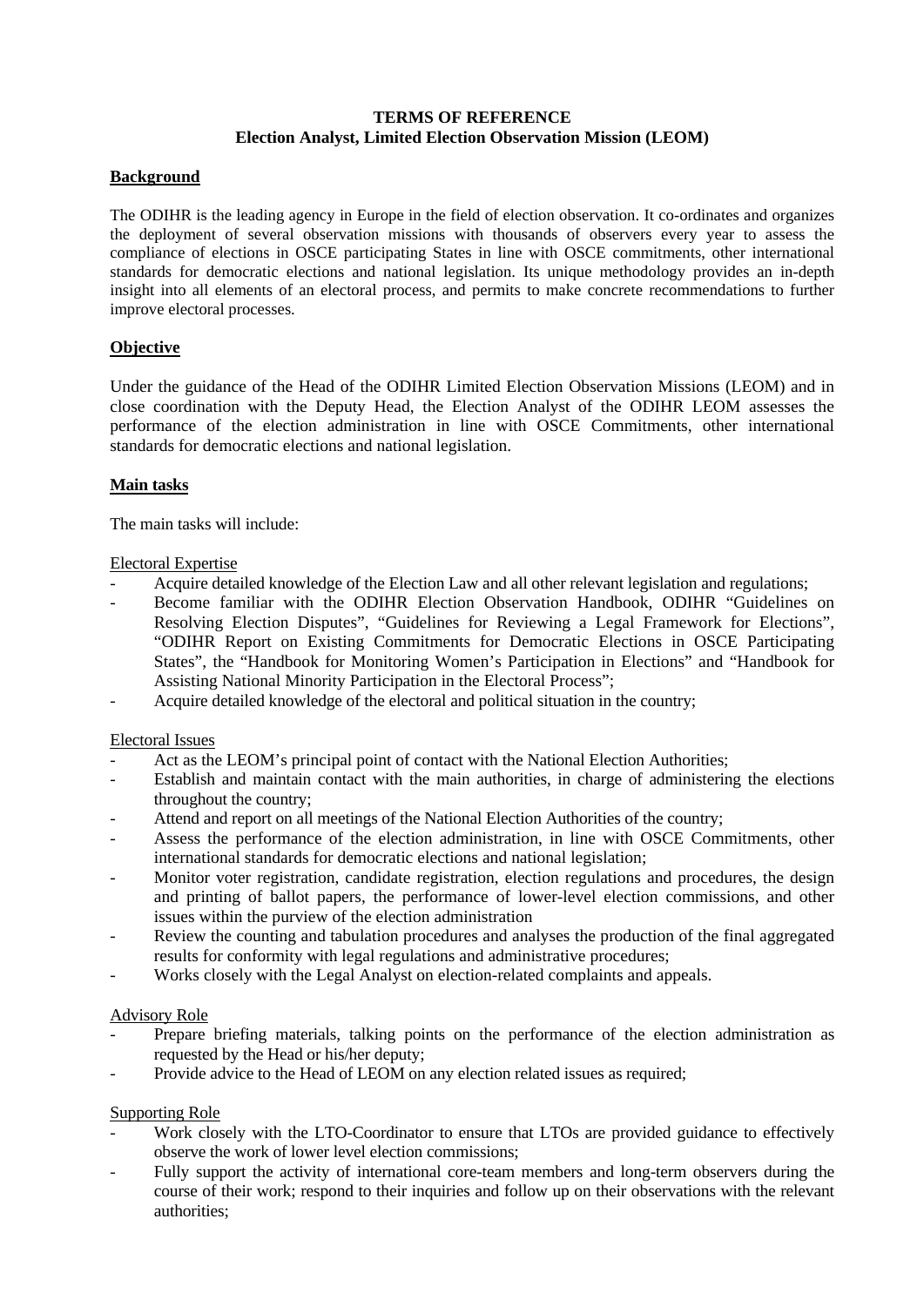**TERMS OF REFERENCE**
**Election Analyst, Limited Election Observation Mission (LEOM)**

**Background**

The ODIHR is the leading agency in Europe in the field of election observation. It co-ordinates and organizes the deployment of several observation missions with thousands of observers every year to assess the compliance of elections in OSCE participating States in line with OSCE commitments, other international standards for democratic elections and national legislation. Its unique methodology provides an in-depth insight into all elements of an electoral process, and permits to make concrete recommendations to further improve electoral processes.

**Objective**

Under the guidance of the Head of the ODIHR Limited Election Observation Missions (LEOM) and in close coordination with the Deputy Head, the Election Analyst of the ODIHR LEOM assesses the performance of the election administration in line with OSCE Commitments, other international standards for democratic elections and national legislation.

**Main tasks**

The main tasks will include:

Electoral Expertise

- Acquire detailed knowledge of the Election Law and all other relevant legislation and regulations;
- Become familiar with the ODIHR Election Observation Handbook, ODIHR "Guidelines on Resolving Election Disputes", "Guidelines for Reviewing a Legal Framework for Elections", "ODIHR Report on Existing Commitments for Democratic Elections in OSCE Participating States", the "Handbook for Monitoring Women's Participation in Elections" and "Handbook for Assisting National Minority Participation in the Electoral Process";
- Acquire detailed knowledge of the electoral and political situation in the country;

Electoral Issues

- Act as the LEOM's principal point of contact with the National Election Authorities;
- Establish and maintain contact with the main authorities, in charge of administering the elections throughout the country;
- Attend and report on all meetings of the National Election Authorities of the country;
- Assess the performance of the election administration, in line with OSCE Commitments, other international standards for democratic elections and national legislation;
- Monitor voter registration, candidate registration, election regulations and procedures, the design and printing of ballot papers, the performance of lower-level election commissions, and other issues within the purview of the election administration
- Review the counting and tabulation procedures and analyses the production of the final aggregated results for conformity with legal regulations and administrative procedures;
- Works closely with the Legal Analyst on election-related complaints and appeals.

Advisory Role

- Prepare briefing materials, talking points on the performance of the election administration as requested by the Head or his/her deputy;
- Provide advice to the Head of LEOM on any election related issues as required;

Supporting Role

- Work closely with the LTO-Coordinator to ensure that LTOs are provided guidance to effectively observe the work of lower level election commissions;
- Fully support the activity of international core-team members and long-term observers during the course of their work; respond to their inquiries and follow up on their observations with the relevant authorities;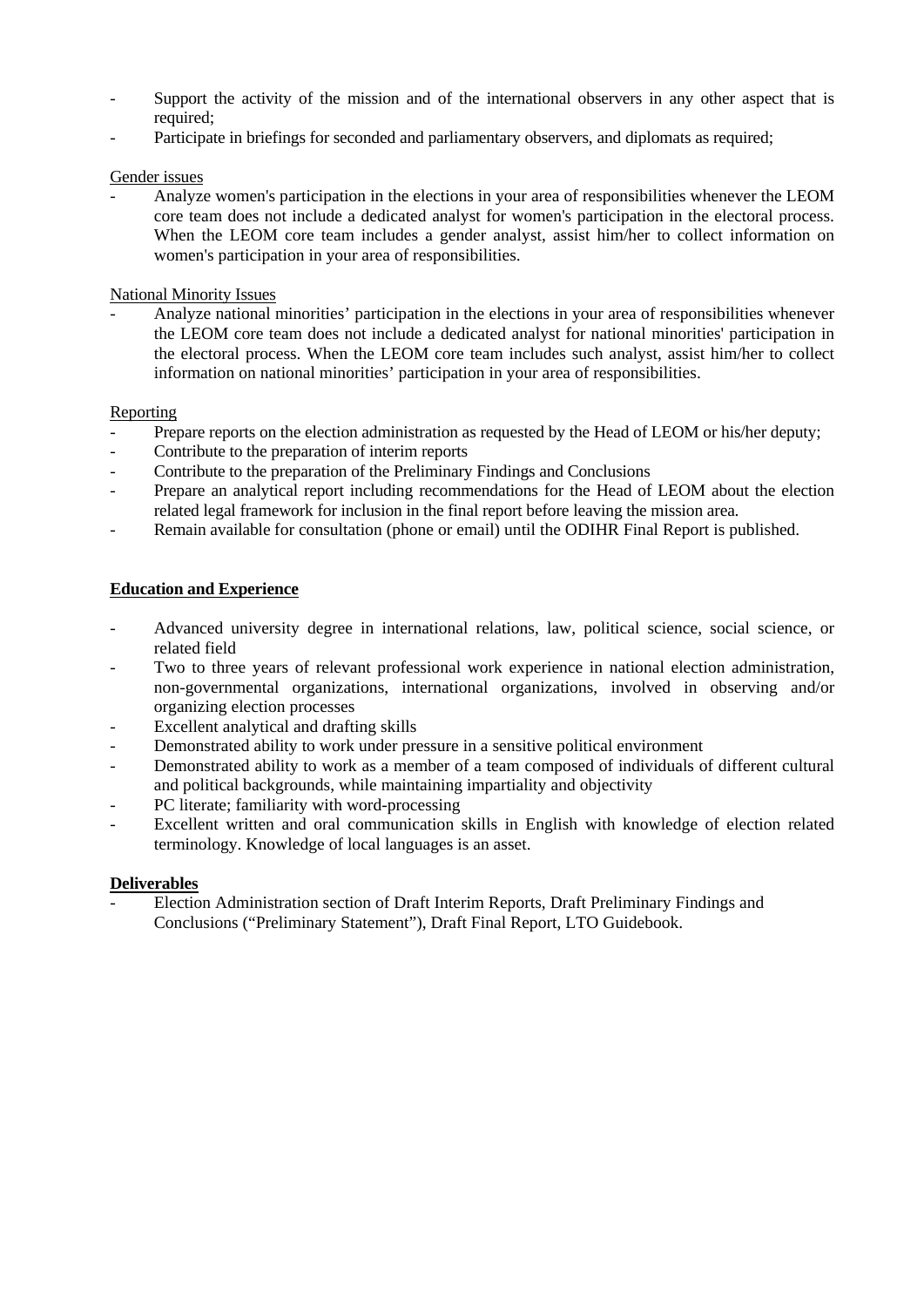- Support the activity of the mission and of the international observers in any other aspect that is required;
- Participate in briefings for seconded and parliamentary observers, and diplomats as required;

Gender issues

- Analyze women's participation in the elections in your area of responsibilities whenever the LEOM core team does not include a dedicated analyst for women's participation in the electoral process. When the LEOM core team includes a gender analyst, assist him/her to collect information on women's participation in your area of responsibilities.

National Minority Issues

- Analyze national minorities' participation in the elections in your area of responsibilities whenever the LEOM core team does not include a dedicated analyst for national minorities' participation in the electoral process. When the LEOM core team includes such analyst, assist him/her to collect information on national minorities' participation in your area of responsibilities.

Reporting

- Prepare reports on the election administration as requested by the Head of LEOM or his/her deputy;
- Contribute to the preparation of interim reports
- Contribute to the preparation of the Preliminary Findings and Conclusions
- Prepare an analytical report including recommendations for the Head of LEOM about the election related legal framework for inclusion in the final report before leaving the mission area.
- Remain available for consultation (phone or email) until the ODIHR Final Report is published.

## Education and Experience

- Advanced university degree in international relations, law, political science, social science, or related field
- Two to three years of relevant professional work experience in national election administration, non-governmental organizations, international organizations, involved in observing and/or organizing election processes
- Excellent analytical and drafting skills
- Demonstrated ability to work under pressure in a sensitive political environment
- Demonstrated ability to work as a member of a team composed of individuals of different cultural and political backgrounds, while maintaining impartiality and objectivity
- PC literate; familiarity with word-processing
- Excellent written and oral communication skills in English with knowledge of election related terminology. Knowledge of local languages is an asset.

## Deliverables

- Election Administration section of Draft Interim Reports, Draft Preliminary Findings and Conclusions ("Preliminary Statement"), Draft Final Report, LTO Guidebook.